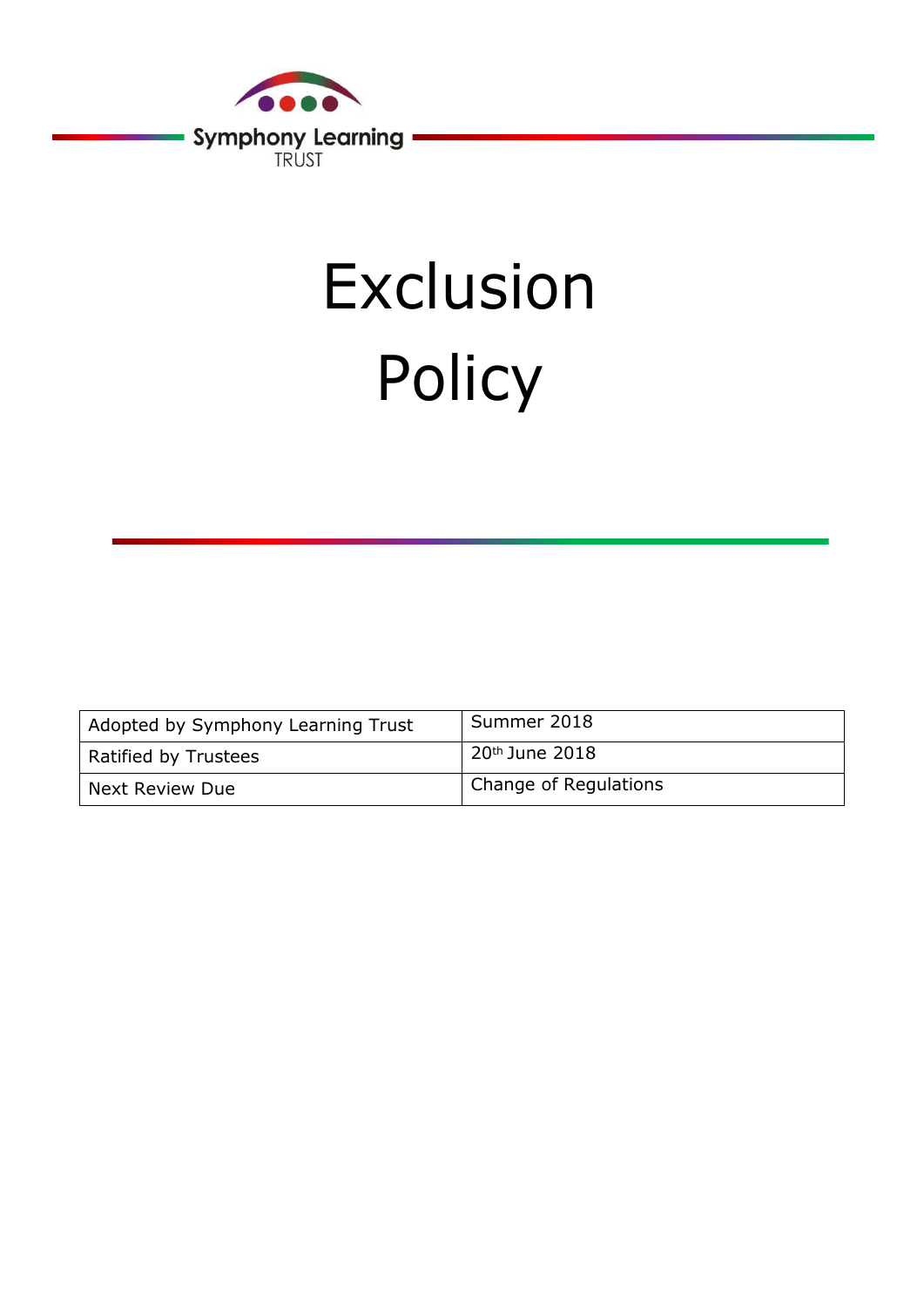Symphony Learning TRUST

# Exclusion Policy

| Adopted by Symphony Learning Trust | Summer 2018 |
| --- | --- |
| Ratified by Trustees | 20th June 2018 |
| Next Review Due | Change of Regulations |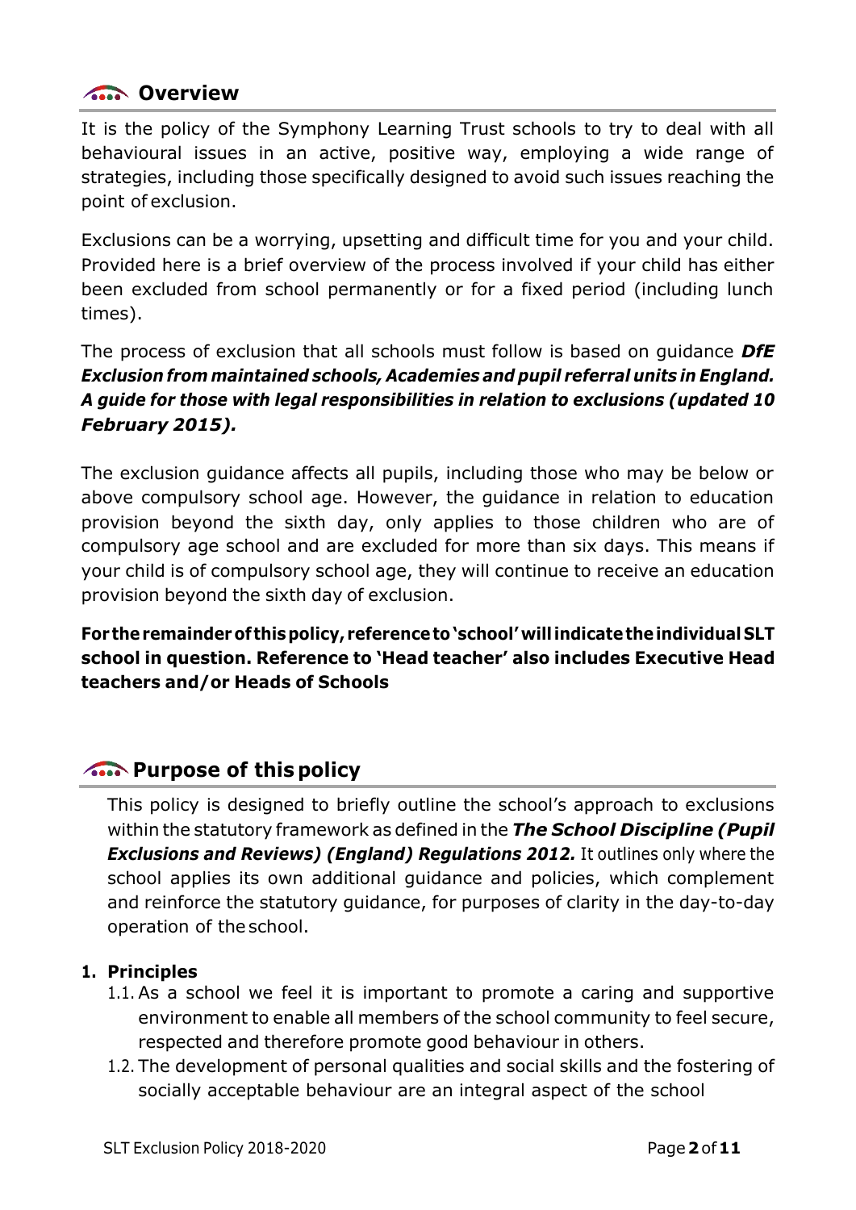## Overview

It is the policy of the Symphony Learning Trust schools to try to deal with all behavioural issues in an active, positive way, employing a wide range of strategies, including those specifically designed to avoid such issues reaching the point of exclusion.

Exclusions can be a worrying, upsetting and difficult time for you and your child. Provided here is a brief overview of the process involved if your child has either been excluded from school permanently or for a fixed period (including lunch times).

The process of exclusion that all schools must follow is based on guidance ***DfE Exclusion from maintained schools, Academies and pupil referral units in England. A guide for those with legal responsibilities in relation to exclusions (updated 10 February 2015).***

The exclusion guidance affects all pupils, including those who may be below or above compulsory school age. However, the guidance in relation to education provision beyond the sixth day, only applies to those children who are of compulsory age school and are excluded for more than six days. This means if your child is of compulsory school age, they will continue to receive an education provision beyond the sixth day of exclusion.

**For the remainder of this policy, reference to 'school' will indicate the individual SLT school in question. Reference to 'Head teacher' also includes Executive Head teachers and/or Heads of Schools**

## Purpose of this policy

This policy is designed to briefly outline the school's approach to exclusions within the statutory framework as defined in the ***The School Discipline (Pupil Exclusions and Reviews) (England) Regulations 2012.*** It outlines only where the school applies its own additional guidance and policies, which complement and reinforce the statutory guidance, for purposes of clarity in the day-to-day operation of the school.

1. **Principles**
   - 1.1. As a school we feel it is important to promote a caring and supportive environment to enable all members of the school community to feel secure, respected and therefore promote good behaviour in others.
   - 1.2. The development of personal qualities and social skills and the fostering of socially acceptable behaviour are an integral aspect of the school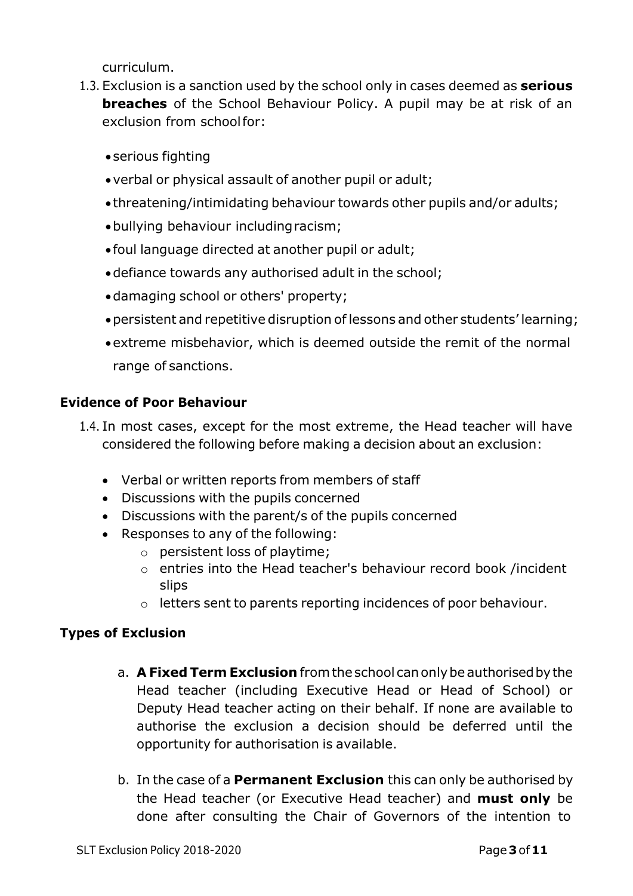curriculum.

1.3. Exclusion is a sanction used by the school only in cases deemed as **serious breaches** of the School Behaviour Policy. A pupil may be at risk of an exclusion from school for:

- serious fighting
- verbal or physical assault of another pupil or adult;
- threatening/intimidating behaviour towards other pupils and/or adults;
- bullying behaviour including racism;
- foul language directed at another pupil or adult;
- defiance towards any authorised adult in the school;
- damaging school or others' property;
- persistent and repetitive disruption of lessons and other students' learning;
- extreme misbehavior, which is deemed outside the remit of the normal range of sanctions.

### Evidence of Poor Behaviour

1.4. In most cases, except for the most extreme, the Head teacher will have considered the following before making a decision about an exclusion:

- Verbal or written reports from members of staff
- Discussions with the pupils concerned
- Discussions with the parent/s of the pupils concerned
- Responses to any of the following:
  - persistent loss of playtime;
  - entries into the Head teacher's behaviour record book /incident slips
  - letters sent to parents reporting incidences of poor behaviour.

### Types of Exclusion

a. **A Fixed Term Exclusion** from the school can only be authorised by the Head teacher (including Executive Head or Head of School) or Deputy Head teacher acting on their behalf. If none are available to authorise the exclusion a decision should be deferred until the opportunity for authorisation is available.

b. In the case of a **Permanent Exclusion** this can only be authorised by the Head teacher (or Executive Head teacher) and **must only** be done after consulting the Chair of Governors of the intention to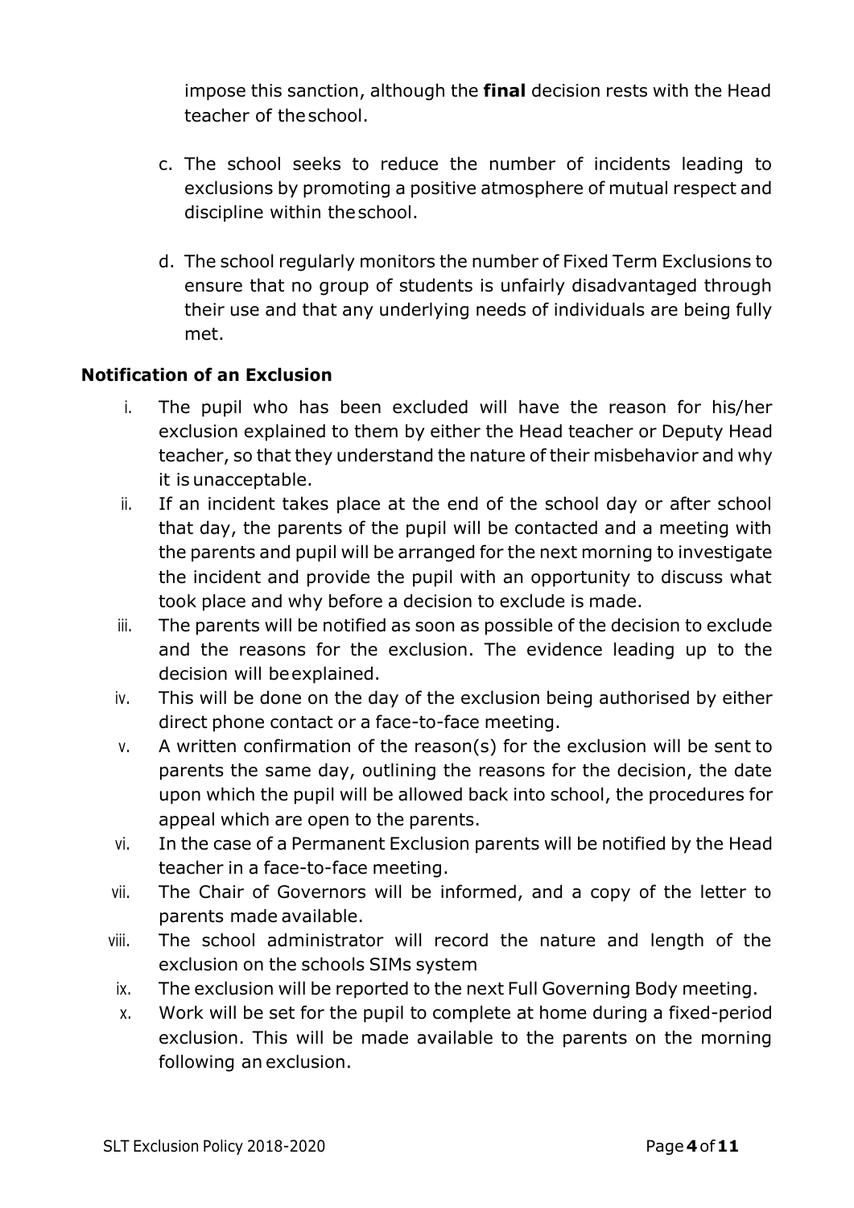impose this sanction, although the **final** decision rests with the Head teacher of the school.

c. The school seeks to reduce the number of incidents leading to exclusions by promoting a positive atmosphere of mutual respect and discipline within the school.

d. The school regularly monitors the number of Fixed Term Exclusions to ensure that no group of students is unfairly disadvantaged through their use and that any underlying needs of individuals are being fully met.

**Notification of an Exclusion**

i. The pupil who has been excluded will have the reason for his/her exclusion explained to them by either the Head teacher or Deputy Head teacher, so that they understand the nature of their misbehavior and why it is unacceptable.
ii. If an incident takes place at the end of the school day or after school that day, the parents of the pupil will be contacted and a meeting with the parents and pupil will be arranged for the next morning to investigate the incident and provide the pupil with an opportunity to discuss what took place and why before a decision to exclude is made.
iii. The parents will be notified as soon as possible of the decision to exclude and the reasons for the exclusion. The evidence leading up to the decision will be explained.
iv. This will be done on the day of the exclusion being authorised by either direct phone contact or a face-to-face meeting.
v. A written confirmation of the reason(s) for the exclusion will be sent to parents the same day, outlining the reasons for the decision, the date upon which the pupil will be allowed back into school, the procedures for appeal which are open to the parents.
vi. In the case of a Permanent Exclusion parents will be notified by the Head teacher in a face-to-face meeting.
vii. The Chair of Governors will be informed, and a copy of the letter to parents made available.
viii. The school administrator will record the nature and length of the exclusion on the schools SIMs system
ix. The exclusion will be reported to the next Full Governing Body meeting.
x. Work will be set for the pupil to complete at home during a fixed-period exclusion. This will be made available to the parents on the morning following an exclusion.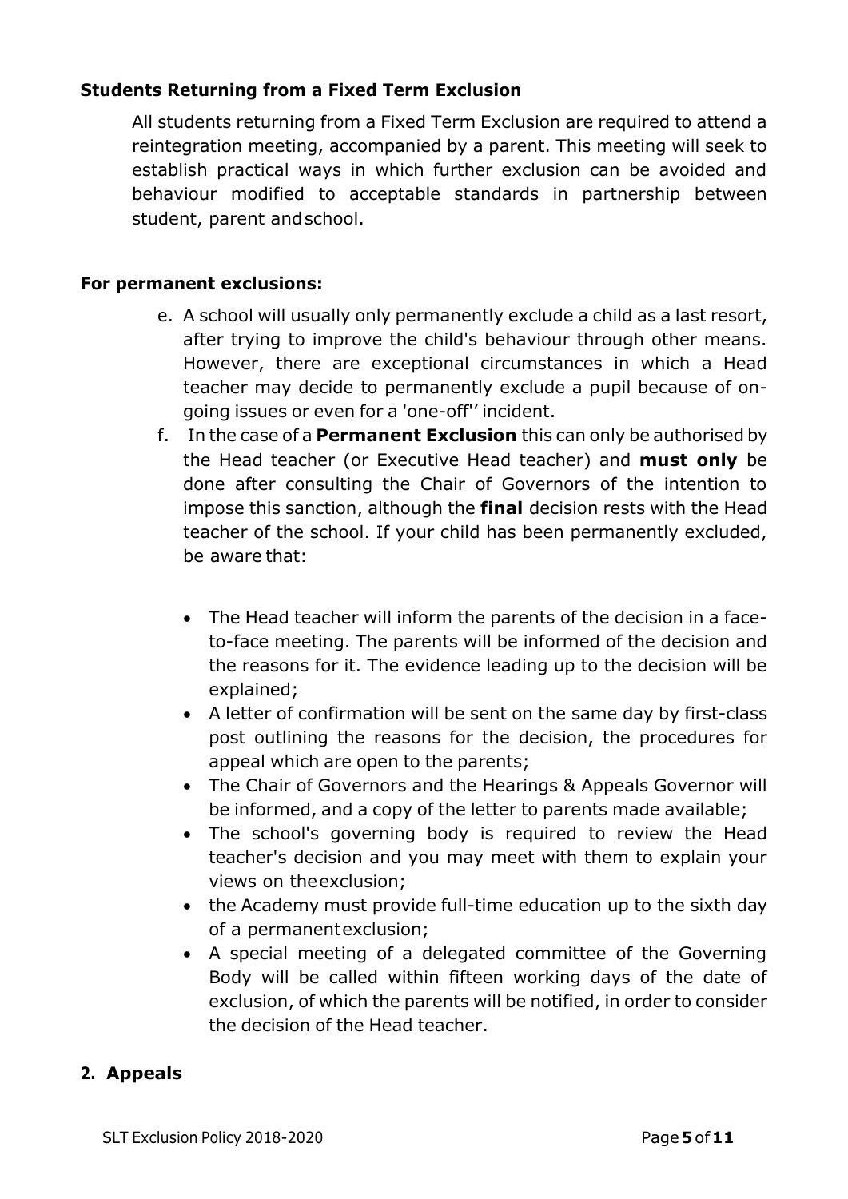**Students Returning from a Fixed Term Exclusion**

All students returning from a Fixed Term Exclusion are required to attend a reintegration meeting, accompanied by a parent. This meeting will seek to establish practical ways in which further exclusion can be avoided and behaviour modified to acceptable standards in partnership between student, parent and school.

**For permanent exclusions:**

e. A school will usually only permanently exclude a child as a last resort, after trying to improve the child's behaviour through other means. However, there are exceptional circumstances in which a Head teacher may decide to permanently exclude a pupil because of on-going issues or even for a 'one-off'' incident.

f. In the case of a **Permanent Exclusion** this can only be authorised by the Head teacher (or Executive Head teacher) and **must only** be done after consulting the Chair of Governors of the intention to impose this sanction, although the **final** decision rests with the Head teacher of the school. If your child has been permanently excluded, be aware that:

   - The Head teacher will inform the parents of the decision in a face-to-face meeting. The parents will be informed of the decision and the reasons for it. The evidence leading up to the decision will be explained;
   - A letter of confirmation will be sent on the same day by first-class post outlining the reasons for the decision, the procedures for appeal which are open to the parents;
   - The Chair of Governors and the Hearings & Appeals Governor will be informed, and a copy of the letter to parents made available;
   - The school's governing body is required to review the Head teacher's decision and you may meet with them to explain your views on the exclusion;
   - the Academy must provide full-time education up to the sixth day of a permanent exclusion;
   - A special meeting of a delegated committee of the Governing Body will be called within fifteen working days of the date of exclusion, of which the parents will be notified, in order to consider the decision of the Head teacher.

## 2. Appeals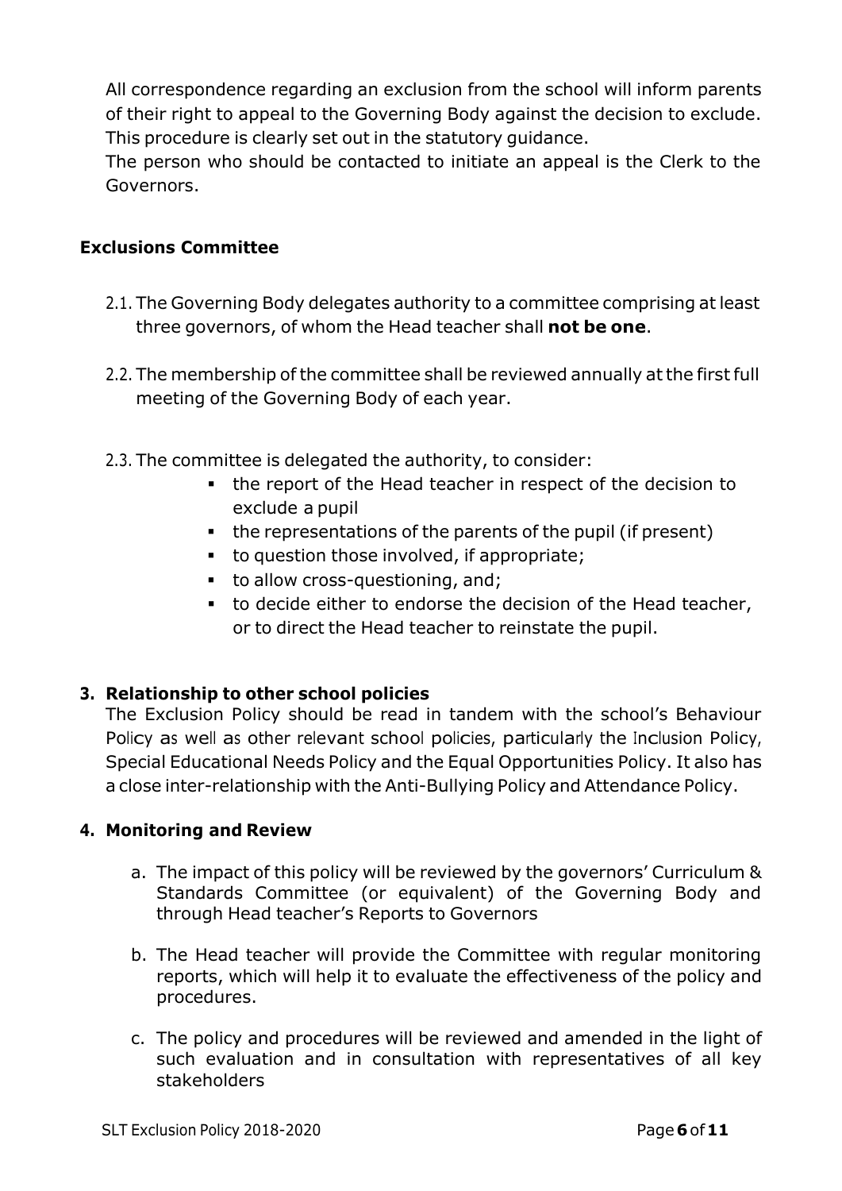All correspondence regarding an exclusion from the school will inform parents of their right to appeal to the Governing Body against the decision to exclude. This procedure is clearly set out in the statutory guidance.
The person who should be contacted to initiate an appeal is the Clerk to the Governors.

**Exclusions Committee**

2.1. The Governing Body delegates authority to a committee comprising at least three governors, of whom the Head teacher shall **not be one**.

2.2. The membership of the committee shall be reviewed annually at the first full meeting of the Governing Body of each year.

2.3. The committee is delegated the authority, to consider:

- the report of the Head teacher in respect of the decision to exclude a pupil
- the representations of the parents of the pupil (if present)
- to question those involved, if appropriate;
- to allow cross-questioning, and;
- to decide either to endorse the decision of the Head teacher, or to direct the Head teacher to reinstate the pupil.

## 3. Relationship to other school policies

The Exclusion Policy should be read in tandem with the school's Behaviour Policy as well as other relevant school policies, particularly the Inclusion Policy, Special Educational Needs Policy and the Equal Opportunities Policy. It also has a close inter-relationship with the Anti-Bullying Policy and Attendance Policy.

## 4. Monitoring and Review

a. The impact of this policy will be reviewed by the governors' Curriculum & Standards Committee (or equivalent) of the Governing Body and through Head teacher's Reports to Governors

b. The Head teacher will provide the Committee with regular monitoring reports, which will help it to evaluate the effectiveness of the policy and procedures.

c. The policy and procedures will be reviewed and amended in the light of such evaluation and in consultation with representatives of all key stakeholders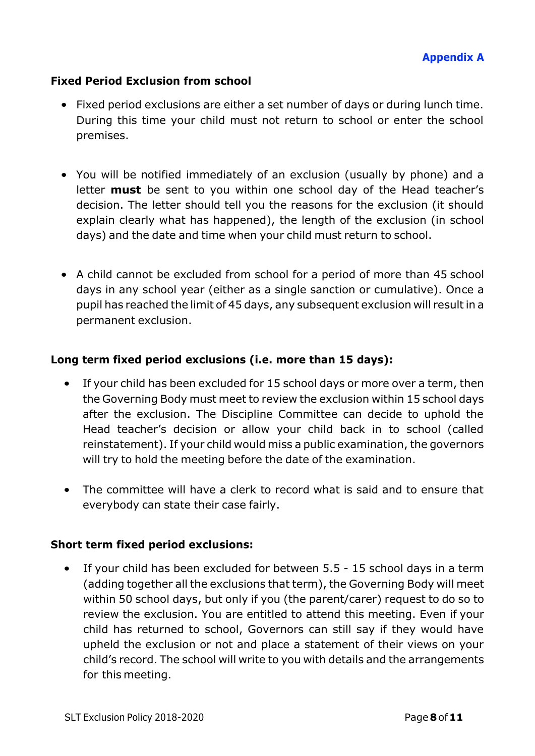Appendix A

**Fixed Period Exclusion from school**

- Fixed period exclusions are either a set number of days or during lunch time. During this time your child must not return to school or enter the school premises.

- You will be notified immediately of an exclusion (usually by phone) and a letter **must** be sent to you within one school day of the Head teacher's decision. The letter should tell you the reasons for the exclusion (it should explain clearly what has happened), the length of the exclusion (in school days) and the date and time when your child must return to school.

- A child cannot be excluded from school for a period of more than 45 school days in any school year (either as a single sanction or cumulative). Once a pupil has reached the limit of 45 days, any subsequent exclusion will result in a permanent exclusion.

**Long term fixed period exclusions (i.e. more than 15 days):**

- If your child has been excluded for 15 school days or more over a term, then the Governing Body must meet to review the exclusion within 15 school days after the exclusion. The Discipline Committee can decide to uphold the Head teacher's decision or allow your child back in to school (called reinstatement). If your child would miss a public examination, the governors will try to hold the meeting before the date of the examination.

- The committee will have a clerk to record what is said and to ensure that everybody can state their case fairly.

**Short term fixed period exclusions:**

- If your child has been excluded for between 5.5 - 15 school days in a term (adding together all the exclusions that term), the Governing Body will meet within 50 school days, but only if you (the parent/carer) request to do so to review the exclusion. You are entitled to attend this meeting. Even if your child has returned to school, Governors can still say if they would have upheld the exclusion or not and place a statement of their views on your child's record. The school will write to you with details and the arrangements for this meeting.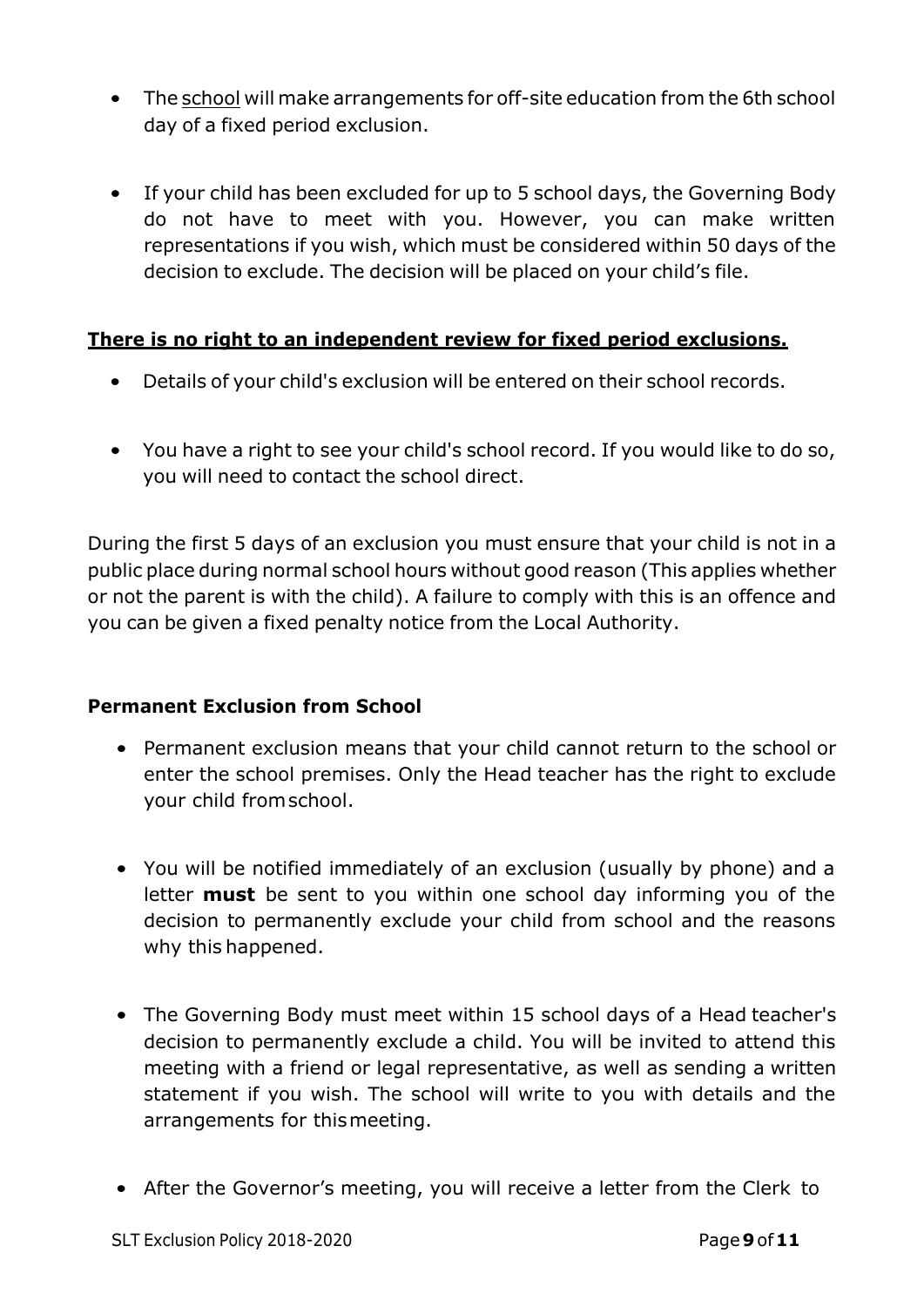- The school will make arrangements for off-site education from the 6th school day of a fixed period exclusion.

- If your child has been excluded for up to 5 school days, the Governing Body do not have to meet with you. However, you can make written representations if you wish, which must be considered within 50 days of the decision to exclude. The decision will be placed on your child's file.

**There is no right to an independent review for fixed period exclusions.**

- Details of your child's exclusion will be entered on their school records.

- You have a right to see your child's school record. If you would like to do so, you will need to contact the school direct.

During the first 5 days of an exclusion you must ensure that your child is not in a public place during normal school hours without good reason (This applies whether or not the parent is with the child). A failure to comply with this is an offence and you can be given a fixed penalty notice from the Local Authority.

**Permanent Exclusion from School**

- Permanent exclusion means that your child cannot return to the school or enter the school premises. Only the Head teacher has the right to exclude your child from school.

- You will be notified immediately of an exclusion (usually by phone) and a letter **must** be sent to you within one school day informing you of the decision to permanently exclude your child from school and the reasons why this happened.

- The Governing Body must meet within 15 school days of a Head teacher's decision to permanently exclude a child. You will be invited to attend this meeting with a friend or legal representative, as well as sending a written statement if you wish. The school will write to you with details and the arrangements for this meeting.

- After the Governor's meeting, you will receive a letter from the Clerk to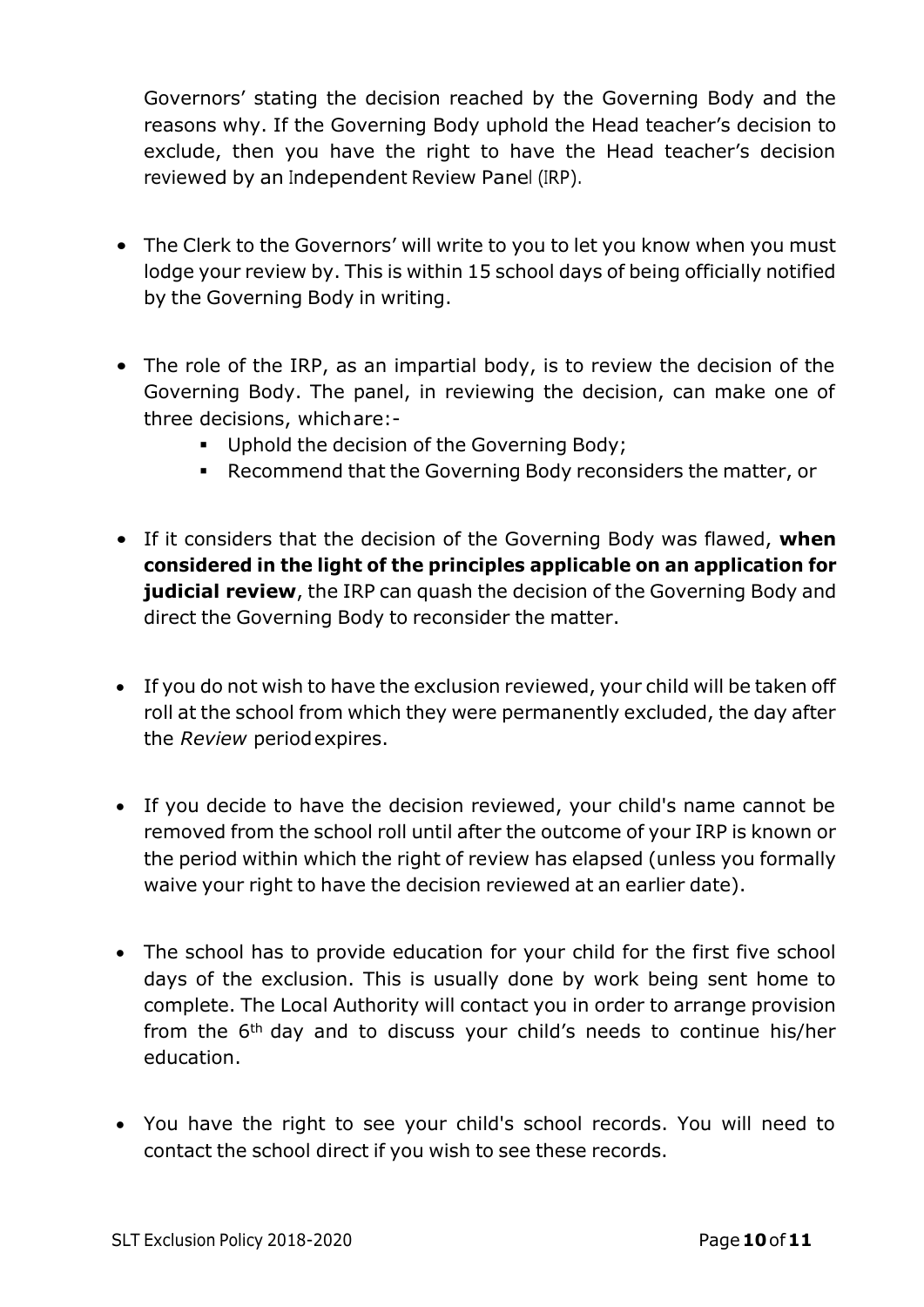Governors' stating the decision reached by the Governing Body and the reasons why. If the Governing Body uphold the Head teacher's decision to exclude, then you have the right to have the Head teacher's decision reviewed by an Independent Review Panel (IRP).

- The Clerk to the Governors' will write to you to let you know when you must lodge your review by. This is within 15 school days of being officially notified by the Governing Body in writing.

- The role of the IRP, as an impartial body, is to review the decision of the Governing Body. The panel, in reviewing the decision, can make one of three decisions, whichare:-
    - Uphold the decision of the Governing Body;
    - Recommend that the Governing Body reconsiders the matter, or

- If it considers that the decision of the Governing Body was flawed, **when considered in the light of the principles applicable on an application for judicial review**, the IRP can quash the decision of the Governing Body and direct the Governing Body to reconsider the matter.

- If you do not wish to have the exclusion reviewed, your child will be taken off roll at the school from which they were permanently excluded, the day after the *Review* periodexpires.

- If you decide to have the decision reviewed, your child's name cannot be removed from the school roll until after the outcome of your IRP is known or the period within which the right of review has elapsed (unless you formally waive your right to have the decision reviewed at an earlier date).

- The school has to provide education for your child for the first five school days of the exclusion. This is usually done by work being sent home to complete. The Local Authority will contact you in order to arrange provision from the 6th day and to discuss your child's needs to continue his/her education.

- You have the right to see your child's school records. You will need to contact the school direct if you wish to see these records.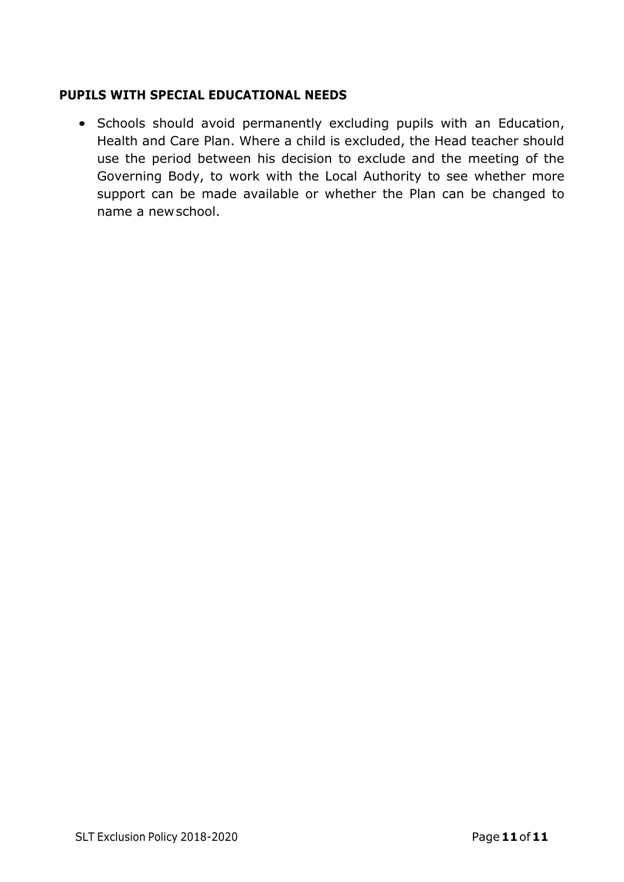## PUPILS WITH SPECIAL EDUCATIONAL NEEDS

- Schools should avoid permanently excluding pupils with an Education, Health and Care Plan. Where a child is excluded, the Head teacher should use the period between his decision to exclude and the meeting of the Governing Body, to work with the Local Authority to see whether more support can be made available or whether the Plan can be changed to name a new school.